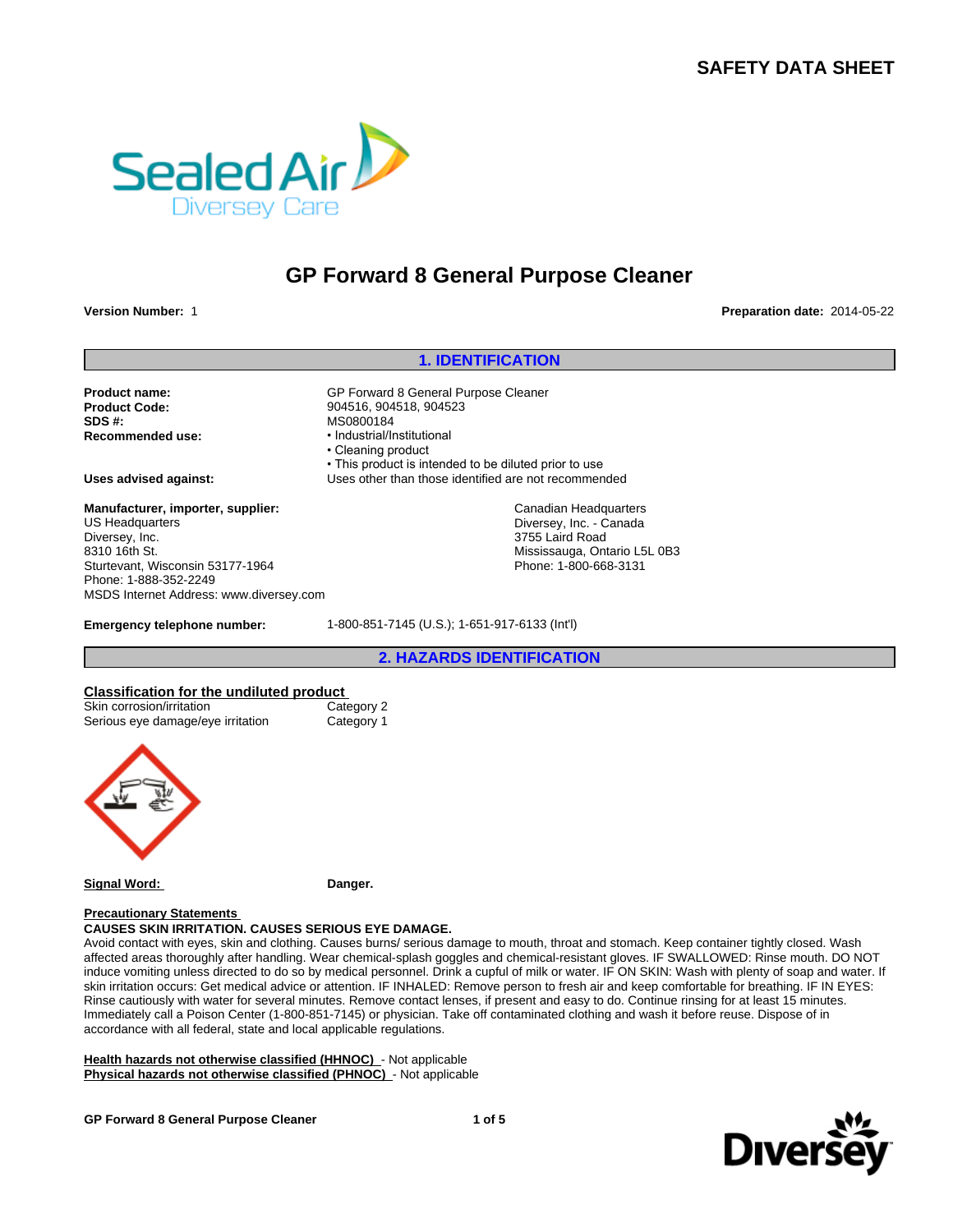# SAFETY DATA SHEET

## GP Forward 8 General Purpose Cleaner

**Version Number:** 1

**Preparation date:** 2014-05-22

## 1. IDENTIFICATION

**Product name:** GP Forward 8 General Purpose Cleaner
**Product Code:** 904516, 904518, 904523
**SDS #:** MS0800184
**Recommended use:**
- Industrial/Institutional
- Cleaning product
- This product is intended to be diluted prior to use

**Uses advised against:** Uses other than those identified are not recommended

**Manufacturer, importer, supplier:**
US Headquarters
Diversey, Inc.
8310 16th St.
Sturtevant, Wisconsin 53177-1964
Phone: 1-888-352-2249
MSDS Internet Address: www.diversey.com

Canadian Headquarters
Diversey, Inc. - Canada
3755 Laird Road
Mississauga, Ontario L5L 0B3
Phone: 1-800-668-3131

**Emergency telephone number:** 1-800-851-7145 (U.S.); 1-651-917-6133 (Int'l)

## 2. HAZARDS IDENTIFICATION

**Classification for the undiluted product**

| | |
|---|---|
| Skin corrosion/irritation | Category 2 |
| Serious eye damage/eye irritation | Category 1 |

**Signal Word:** **Danger.**

**Precautionary Statements**

**CAUSES SKIN IRRITATION. CAUSES SERIOUS EYE DAMAGE.**

Avoid contact with eyes, skin and clothing. Causes burns/ serious damage to mouth, throat and stomach. Keep container tightly closed. Wash affected areas thoroughly after handling. Wear chemical-splash goggles and chemical-resistant gloves. IF SWALLOWED: Rinse mouth. DO NOT induce vomiting unless directed to do so by medical personnel. Drink a cupful of milk or water. IF ON SKIN: Wash with plenty of soap and water. If skin irritation occurs: Get medical advice or attention. IF INHALED: Remove person to fresh air and keep comfortable for breathing. IF IN EYES: Rinse cautiously with water for several minutes. Remove contact lenses, if present and easy to do. Continue rinsing for at least 15 minutes. Immediately call a Poison Center (1-800-851-7145) or physician. Take off contaminated clothing and wash it before reuse. Dispose of in accordance with all federal, state and local applicable regulations.

**Health hazards not otherwise classified (HHNOC)** - Not applicable
**Physical hazards not otherwise classified (PHNOC)** - Not applicable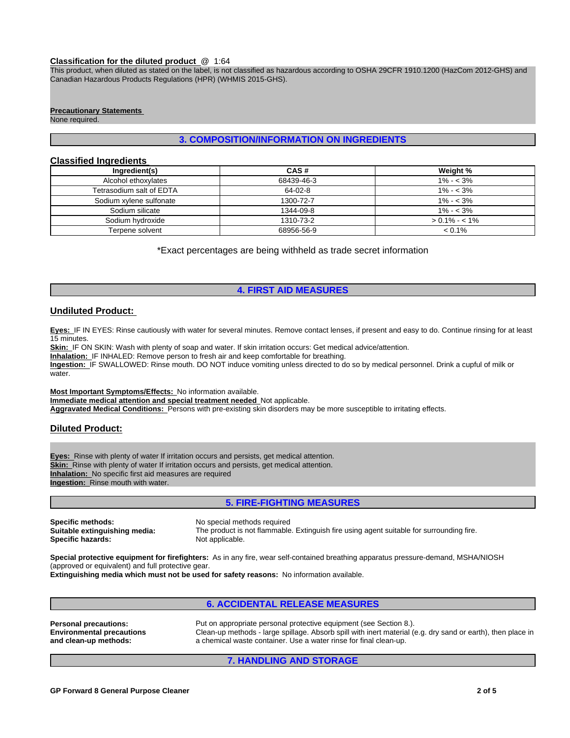**Classification for the diluted product** @ 1:64

This product, when diluted as stated on the label, is not classified as hazardous according to OSHA 29CFR 1910.1200 (HazCom 2012-GHS) and Canadian Hazardous Products Regulations (HPR) (WHMIS 2015-GHS).

**Precautionary Statements**

None required.

## 3. COMPOSITION/INFORMATION ON INGREDIENTS

### Classified Ingredients

| Ingredient(s) | CAS # | Weight % |
|---|---|---|
| Alcohol ethoxylates | 68439-46-3 | 1% - < 3% |
| Tetrasodium salt of EDTA | 64-02-8 | 1% - < 3% |
| Sodium xylene sulfonate | 1300-72-7 | 1% - < 3% |
| Sodium silicate | 1344-09-8 | 1% - < 3% |
| Sodium hydroxide | 1310-73-2 | > 0.1% - < 1% |
| Terpene solvent | 68956-56-9 | < 0.1% |

*Exact percentages are being withheld as trade secret information

## 4. FIRST AID MEASURES

### Undiluted Product:

**Eyes:** IF IN EYES: Rinse cautiously with water for several minutes. Remove contact lenses, if present and easy to do. Continue rinsing for at least 15 minutes.

**Skin:** IF ON SKIN: Wash with plenty of soap and water. If skin irritation occurs: Get medical advice/attention.

**Inhalation:** IF INHALED: Remove person to fresh air and keep comfortable for breathing.

**Ingestion:** IF SWALLOWED: Rinse mouth. DO NOT induce vomiting unless directed to do so by medical personnel. Drink a cupful of milk or water.

**Most Important Symptoms/Effects:** No information available.

**Immediate medical attention and special treatment needed** Not applicable.

**Aggravated Medical Conditions:** Persons with pre-existing skin disorders may be more susceptible to irritating effects.

### Diluted Product:

**Eyes:** Rinse with plenty of water If irritation occurs and persists, get medical attention.

**Skin:** Rinse with plenty of water If irritation occurs and persists, get medical attention.

**Inhalation:** No specific first aid measures are required

**Ingestion:** Rinse mouth with water.

## 5. FIRE-FIGHTING MEASURES

**Specific methods:** No special methods required

**Suitable extinguishing media:** The product is not flammable. Extinguish fire using agent suitable for surrounding fire.

**Specific hazards:** Not applicable.

**Special protective equipment for firefighters:** As in any fire, wear self-contained breathing apparatus pressure-demand, MSHA/NIOSH (approved or equivalent) and full protective gear.

**Extinguishing media which must not be used for safety reasons:** No information available.

## 6. ACCIDENTAL RELEASE MEASURES

**Personal precautions:** Put on appropriate personal protective equipment (see Section 8.).

**Environmental precautions and clean-up methods:** Clean-up methods - large spillage. Absorb spill with inert material (e.g. dry sand or earth), then place in a chemical waste container. Use a water rinse for final clean-up.

## 7. HANDLING AND STORAGE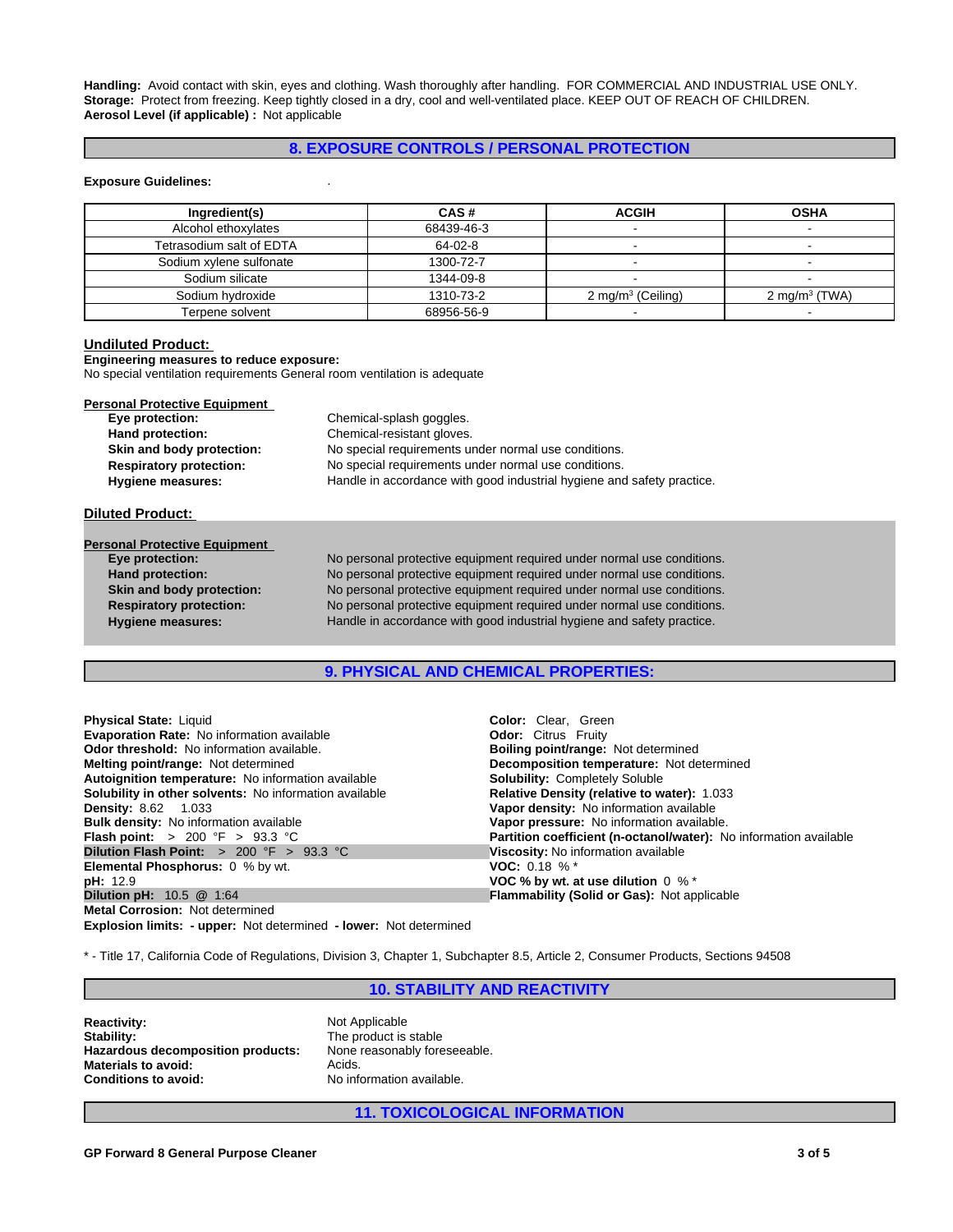**Handling:** Avoid contact with skin, eyes and clothing. Wash thoroughly after handling. FOR COMMERCIAL AND INDUSTRIAL USE ONLY.
**Storage:** Protect from freezing. Keep tightly closed in a dry, cool and well-ventilated place. KEEP OUT OF REACH OF CHILDREN.
**Aerosol Level (if applicable) :** Not applicable

## 8. EXPOSURE CONTROLS / PERSONAL PROTECTION

**Exposure Guidelines:** .

| Ingredient(s) | CAS # | ACGIH | OSHA |
|---|---|---|---|
| Alcohol ethoxylates | 68439-46-3 | - | - |
| Tetrasodium salt of EDTA | 64-02-8 | - | - |
| Sodium xylene sulfonate | 1300-72-7 | - | - |
| Sodium silicate | 1344-09-8 | - | - |
| Sodium hydroxide | 1310-73-2 | 2 mg/m$^3$ (Ceiling) | 2 mg/m$^3$ (TWA) |
| Terpene solvent | 68956-56-9 | - | - |

### Undiluted Product:

**Engineering measures to reduce exposure:**
No special ventilation requirements General room ventilation is adequate

**Personal Protective Equipment**

| | |
|---|---|
| **Eye protection:** | Chemical-splash goggles. |
| **Hand protection:** | Chemical-resistant gloves. |
| **Skin and body protection:** | No special requirements under normal use conditions. |
| **Respiratory protection:** | No special requirements under normal use conditions. |
| **Hygiene measures:** | Handle in accordance with good industrial hygiene and safety practice. |

### Diluted Product:

**Personal Protective Equipment**

| | |
|---|---|
| **Eye protection:** | No personal protective equipment required under normal use conditions. |
| **Hand protection:** | No personal protective equipment required under normal use conditions. |
| **Skin and body protection:** | No personal protective equipment required under normal use conditions. |
| **Respiratory protection:** | No personal protective equipment required under normal use conditions. |
| **Hygiene measures:** | Handle in accordance with good industrial hygiene and safety practice. |

## 9. PHYSICAL AND CHEMICAL PROPERTIES:

**Physical State:** Liquid
**Evaporation Rate:** No information available
**Odor threshold:** No information available.
**Melting point/range:** Not determined
**Autoignition temperature:** No information available
**Solubility in other solvents:** No information available
**Density:** 8.62 1.033
**Bulk density:** No information available
**Flash point:** > 200 °F > 93.3 °C
**Dilution Flash Point:** > 200 °F > 93.3 °C
**Elemental Phosphorus:** 0 % by wt.
**pH:** 12.9
**Dilution pH:** 10.5 @ 1:64
**Metal Corrosion:** Not determined
**Explosion limits: - upper:** Not determined **- lower:** Not determined

**Color:** Clear, Green
**Odor:** Citrus Fruity
**Boiling point/range:** Not determined
**Decomposition temperature:** Not determined
**Solubility:** Completely Soluble
**Relative Density (relative to water):** 1.033
**Vapor density:** No information available
**Vapor pressure:** No information available.
**Partition coefficient (n-octanol/water):** No information available
**Viscosity:** No information available
**VOC:** 0.18 % *
**VOC % by wt. at use dilution** 0 % *
**Flammability (Solid or Gas):** Not applicable

* - Title 17, California Code of Regulations, Division 3, Chapter 1, Subchapter 8.5, Article 2, Consumer Products, Sections 94508

## 10. STABILITY AND REACTIVITY

| | |
|---|---|
| **Reactivity:** | Not Applicable |
| **Stability:** | The product is stable |
| **Hazardous decomposition products:** | None reasonably foreseeable. |
| **Materials to avoid:** | Acids. |
| **Conditions to avoid:** | No information available. |

## 11. TOXICOLOGICAL INFORMATION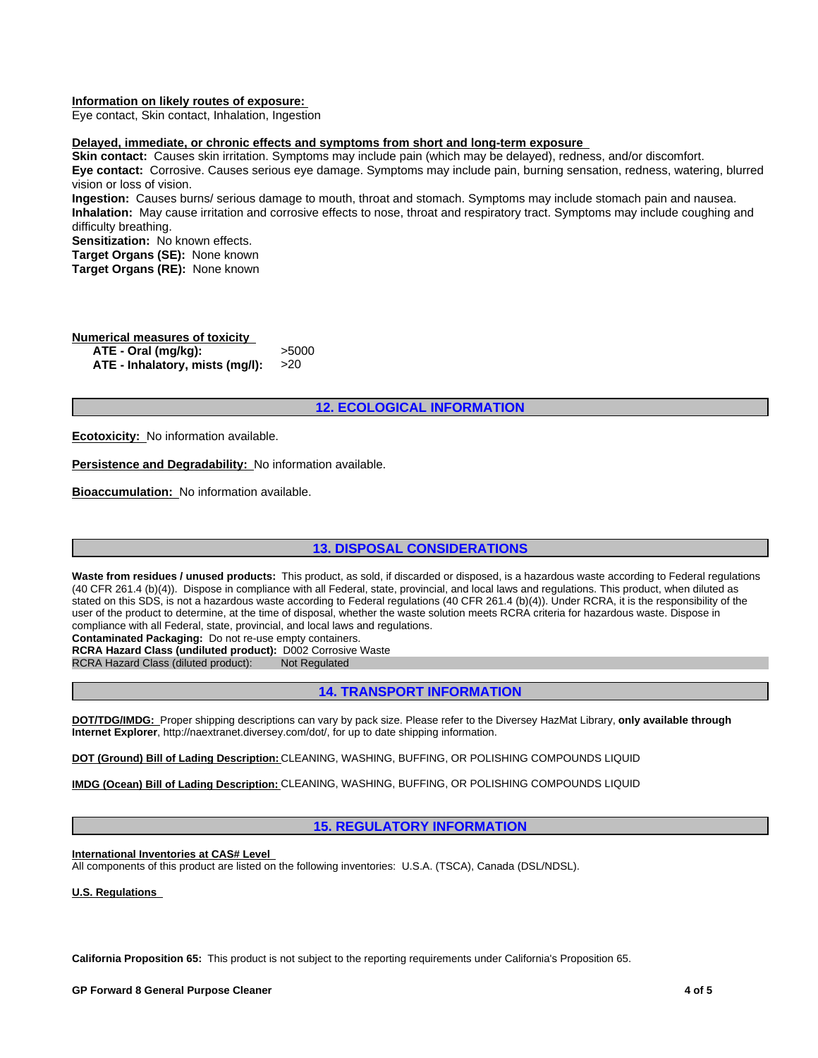**Information on likely routes of exposure:**
Eye contact, Skin contact, Inhalation, Ingestion

**Delayed, immediate, or chronic effects and symptoms from short and long-term exposure**
**Skin contact:** Causes skin irritation. Symptoms may include pain (which may be delayed), redness, and/or discomfort.
**Eye contact:** Corrosive. Causes serious eye damage. Symptoms may include pain, burning sensation, redness, watering, blurred vision or loss of vision.
**Ingestion:** Causes burns/ serious damage to mouth, throat and stomach. Symptoms may include stomach pain and nausea.
**Inhalation:** May cause irritation and corrosive effects to nose, throat and respiratory tract. Symptoms may include coughing and difficulty breathing.
**Sensitization:** No known effects.
**Target Organs (SE):** None known
**Target Organs (RE):** None known

**Numerical measures of toxicity**

| | |
|---|---|
| **ATE - Oral (mg/kg):** | >5000 |
| **ATE - Inhalatory, mists (mg/l):** | >20 |

## 12. ECOLOGICAL INFORMATION

**Ecotoxicity:** No information available.

**Persistence and Degradability:** No information available.

**Bioaccumulation:** No information available.

## 13. DISPOSAL CONSIDERATIONS

**Waste from residues / unused products:** This product, as sold, if discarded or disposed, is a hazardous waste according to Federal regulations (40 CFR 261.4 (b)(4)). Dispose in compliance with all Federal, state, provincial, and local laws and regulations. This product, when diluted as stated on this SDS, is not a hazardous waste according to Federal regulations (40 CFR 261.4 (b)(4)). Under RCRA, it is the responsibility of the user of the product to determine, at the time of disposal, whether the waste solution meets RCRA criteria for hazardous waste. Dispose in compliance with all Federal, state, provincial, and local laws and regulations.
**Contaminated Packaging:** Do not re-use empty containers.
**RCRA Hazard Class (undiluted product):** D002 Corrosive Waste
RCRA Hazard Class (diluted product): Not Regulated

## 14. TRANSPORT INFORMATION

**DOT/TDG/IMDG:** Proper shipping descriptions can vary by pack size. Please refer to the Diversey HazMat Library, **only available through Internet Explorer**, http://naextranet.diversey.com/dot/, for up to date shipping information.

**DOT (Ground) Bill of Lading Description:** CLEANING, WASHING, BUFFING, OR POLISHING COMPOUNDS LIQUID

**IMDG (Ocean) Bill of Lading Description:** CLEANING, WASHING, BUFFING, OR POLISHING COMPOUNDS LIQUID

## 15. REGULATORY INFORMATION

**International Inventories at CAS# Level**
All components of this product are listed on the following inventories: U.S.A. (TSCA), Canada (DSL/NDSL).

**U.S. Regulations**

**California Proposition 65:** This product is not subject to the reporting requirements under California's Proposition 65.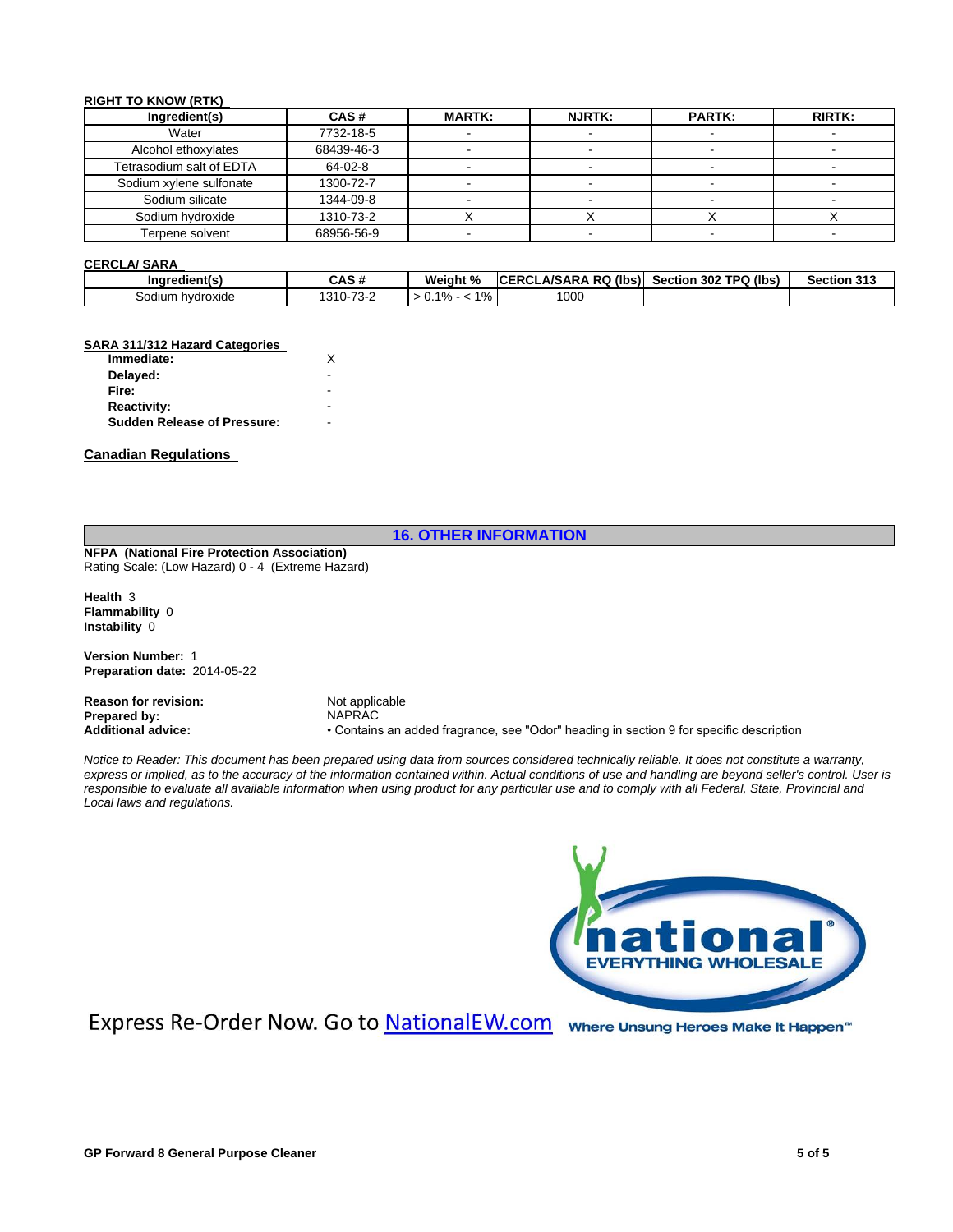**RIGHT TO KNOW (RTK)**

| Ingredient(s) | CAS # | MARTK: | NJRTK: | PARTK: | RIRTK: |
|---|---|---|---|---|---|
| Water | 7732-18-5 | - | - | - | - |
| Alcohol ethoxylates | 68439-46-3 | - | - | - | - |
| Tetrasodium salt of EDTA | 64-02-8 | - | - | - | - |
| Sodium xylene sulfonate | 1300-72-7 | - | - | - | - |
| Sodium silicate | 1344-09-8 | - | - | - | - |
| Sodium hydroxide | 1310-73-2 | X | X | X | X |
| Terpene solvent | 68956-56-9 | - | - | - | - |

**CERCLA/ SARA**

| Ingredient(s) | CAS # | Weight % | CERCLA/SARA RQ (lbs) | Section 302 TPQ (lbs) | Section 313 |
|---|---|---|---|---|---|
| Sodium hydroxide | 1310-73-2 | > 0.1% - < 1% | 1000 | | |

**SARA 311/312 Hazard Categories**

| | |
|---|---|
| **Immediate:** | X |
| **Delayed:** | - |
| **Fire:** | - |
| **Reactivity:** | - |
| **Sudden Release of Pressure:** | - |

**Canadian Regulations**

## 16. OTHER INFORMATION

**NFPA (National Fire Protection Association)**
Rating Scale: (Low Hazard) 0 - 4 (Extreme Hazard)

**Health** 3
**Flammability** 0
**Instability** 0

**Version Number:** 1
**Preparation date:** 2014-05-22

**Reason for revision:** Not applicable
**Prepared by:** NAPRAC
**Additional advice:** • Contains an added fragrance, see "Odor" heading in section 9 for specific description

*Notice to Reader: This document has been prepared using data from sources considered technically reliable. It does not constitute a warranty, express or implied, as to the accuracy of the information contained within. Actual conditions of use and handling are beyond seller's control. User is responsible to evaluate all available information when using product for any particular use and to comply with all Federal, State, Provincial and Local laws and regulations.*

national® EVERYTHING WHOLESALE

Express Re-Order Now. Go to NationalEW.com Where Unsung Heroes Make It Happen™